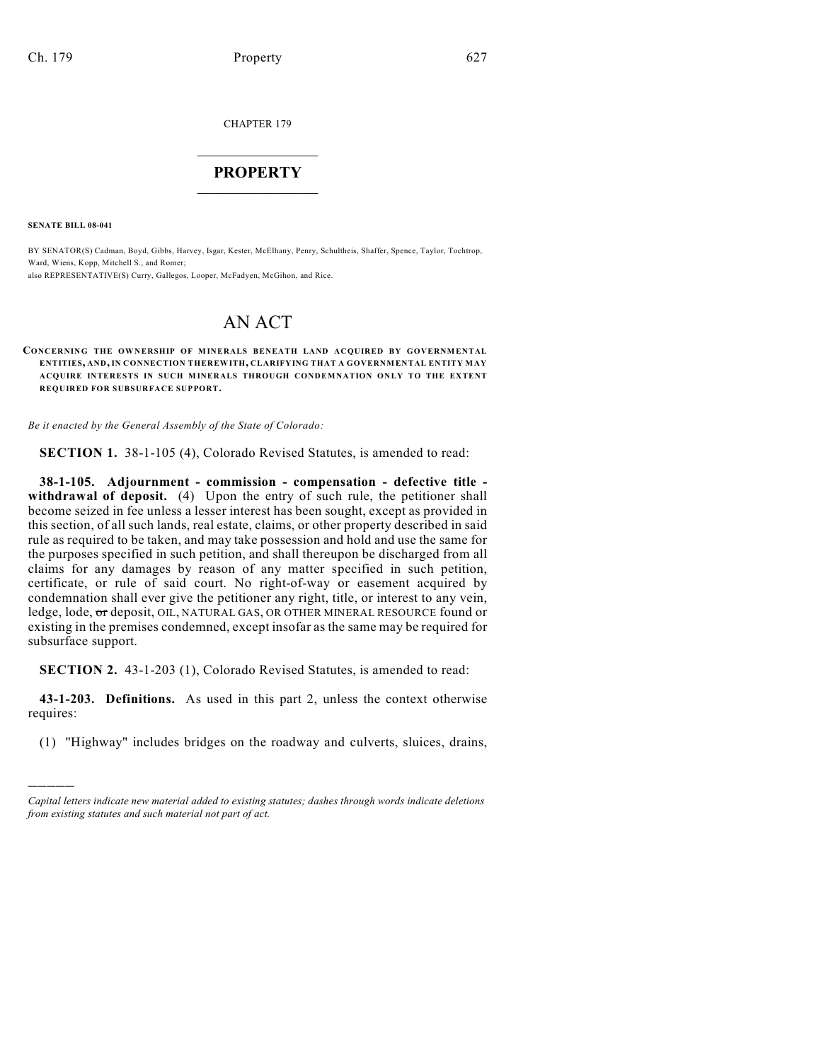CHAPTER 179

# PROPERTY

**SENATE BILL 08-041**

BY SENATOR(S) Cadman, Boyd, Gibbs, Harvey, Isgar, Kester, McElhany, Penry, Schultheis, Shaffer, Spence, Taylor, Tochtrop, Ward, Wiens, Kopp, Mitchell S., and Romer;
also REPRESENTATIVE(S) Curry, Gallegos, Looper, McFadyen, McGihon, and Rice.

# AN ACT

**CONCERNING THE OWNERSHIP OF MINERALS BENEATH LAND ACQUIRED BY GOVERNMENTAL ENTITIES, AND, IN CONNECTION THEREWITH, CLARIFYING THAT A GOVERNMENTAL ENTITY MAY ACQUIRE INTERESTS IN SUCH MINERALS THROUGH CONDEMNATION ONLY TO THE EXTENT REQUIRED FOR SUBSURFACE SUPPORT.**

*Be it enacted by the General Assembly of the State of Colorado:*

**SECTION 1.** 38-1-105 (4), Colorado Revised Statutes, is amended to read:

**38-1-105. Adjournment - commission - compensation - defective title - withdrawal of deposit.** (4) Upon the entry of such rule, the petitioner shall become seized in fee unless a lesser interest has been sought, except as provided in this section, of all such lands, real estate, claims, or other property described in said rule as required to be taken, and may take possession and hold and use the same for the purposes specified in such petition, and shall thereupon be discharged from all claims for any damages by reason of any matter specified in such petition, certificate, or rule of said court. No right-of-way or easement acquired by condemnation shall ever give the petitioner any right, title, or interest to any vein, ledge, lode, ~~or~~ deposit, OIL, NATURAL GAS, OR OTHER MINERAL RESOURCE found or existing in the premises condemned, except insofar as the same may be required for subsurface support.

**SECTION 2.** 43-1-203 (1), Colorado Revised Statutes, is amended to read:

**43-1-203. Definitions.** As used in this part 2, unless the context otherwise requires:

(1) "Highway" includes bridges on the roadway and culverts, sluices, drains,

---

*Capital letters indicate new material added to existing statutes; dashes through words indicate deletions from existing statutes and such material not part of act.*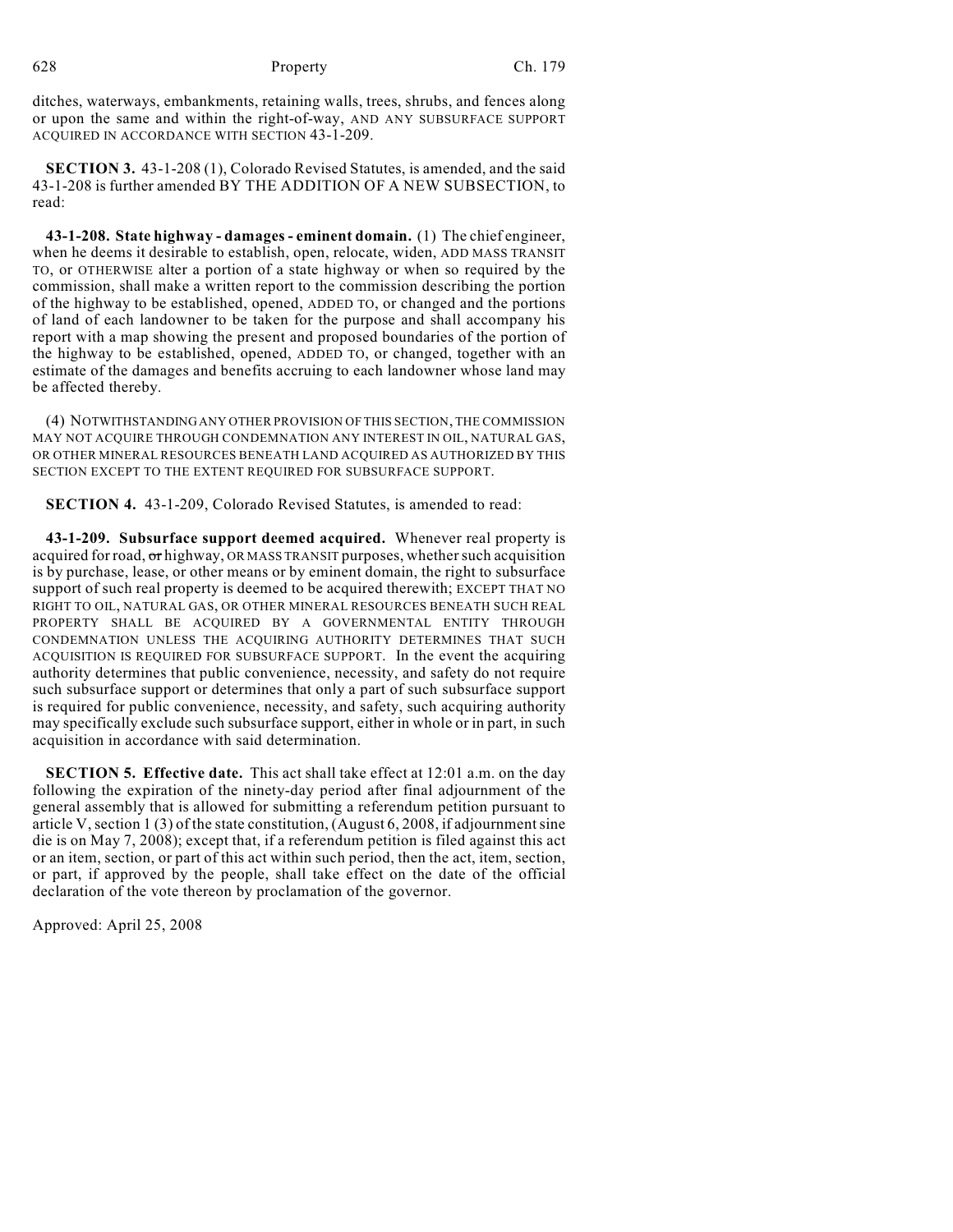ditches, waterways, embankments, retaining walls, trees, shrubs, and fences along or upon the same and within the right-of-way, AND ANY SUBSURFACE SUPPORT ACQUIRED IN ACCORDANCE WITH SECTION 43-1-209.

**SECTION 3.** 43-1-208 (1), Colorado Revised Statutes, is amended, and the said 43-1-208 is further amended BY THE ADDITION OF A NEW SUBSECTION, to read:

**43-1-208. State highway - damages - eminent domain.** (1) The chief engineer, when he deems it desirable to establish, open, relocate, widen, ADD MASS TRANSIT TO, or OTHERWISE alter a portion of a state highway or when so required by the commission, shall make a written report to the commission describing the portion of the highway to be established, opened, ADDED TO, or changed and the portions of land of each landowner to be taken for the purpose and shall accompany his report with a map showing the present and proposed boundaries of the portion of the highway to be established, opened, ADDED TO, or changed, together with an estimate of the damages and benefits accruing to each landowner whose land may be affected thereby.

(4) NOTWITHSTANDING ANY OTHER PROVISION OF THIS SECTION, THE COMMISSION MAY NOT ACQUIRE THROUGH CONDEMNATION ANY INTEREST IN OIL, NATURAL GAS, OR OTHER MINERAL RESOURCES BENEATH LAND ACQUIRED AS AUTHORIZED BY THIS SECTION EXCEPT TO THE EXTENT REQUIRED FOR SUBSURFACE SUPPORT.

**SECTION 4.** 43-1-209, Colorado Revised Statutes, is amended to read:

**43-1-209. Subsurface support deemed acquired.** Whenever real property is acquired for road, ~~or~~ highway, OR MASS TRANSIT purposes, whether such acquisition is by purchase, lease, or other means or by eminent domain, the right to subsurface support of such real property is deemed to be acquired therewith; EXCEPT THAT NO RIGHT TO OIL, NATURAL GAS, OR OTHER MINERAL RESOURCES BENEATH SUCH REAL PROPERTY SHALL BE ACQUIRED BY A GOVERNMENTAL ENTITY THROUGH CONDEMNATION UNLESS THE ACQUIRING AUTHORITY DETERMINES THAT SUCH ACQUISITION IS REQUIRED FOR SUBSURFACE SUPPORT. In the event the acquiring authority determines that public convenience, necessity, and safety do not require such subsurface support or determines that only a part of such subsurface support is required for public convenience, necessity, and safety, such acquiring authority may specifically exclude such subsurface support, either in whole or in part, in such acquisition in accordance with said determination.

**SECTION 5. Effective date.** This act shall take effect at 12:01 a.m. on the day following the expiration of the ninety-day period after final adjournment of the general assembly that is allowed for submitting a referendum petition pursuant to article V, section 1 (3) of the state constitution, (August 6, 2008, if adjournment sine die is on May 7, 2008); except that, if a referendum petition is filed against this act or an item, section, or part of this act within such period, then the act, item, section, or part, if approved by the people, shall take effect on the date of the official declaration of the vote thereon by proclamation of the governor.

Approved: April 25, 2008